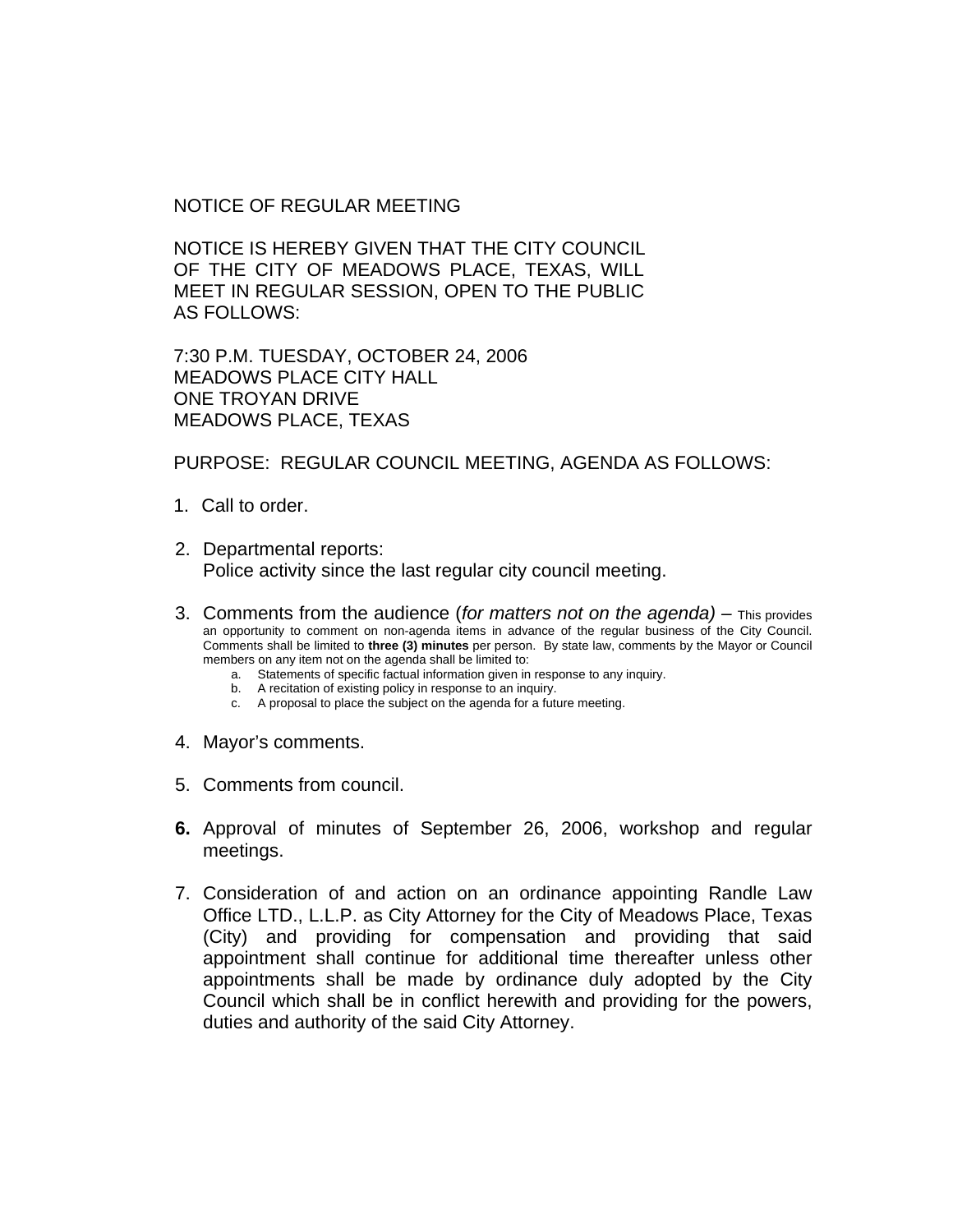NOTICE OF REGULAR MEETING

NOTICE IS HEREBY GIVEN THAT THE CITY COUNCIL OF THE CITY OF MEADOWS PLACE, TEXAS, WILL MEET IN REGULAR SESSION, OPEN TO THE PUBLIC AS FOLLOWS:

7:30 P.M. TUESDAY, OCTOBER 24, 2006
MEADOWS PLACE CITY HALL
ONE TROYAN DRIVE
MEADOWS PLACE, TEXAS

PURPOSE: REGULAR COUNCIL MEETING, AGENDA AS FOLLOWS:

1. Call to order.

2. Departmental reports:
   Police activity since the last regular city council meeting.

3. Comments from the audience (*for matters not on the agenda)* – This provides an opportunity to comment on non-agenda items in advance of the regular business of the City Council. Comments shall be limited to **three (3) minutes** per person. By state law, comments by the Mayor or Council members on any item not on the agenda shall be limited to:
   a. Statements of specific factual information given in response to any inquiry.
   b. A recitation of existing policy in response to an inquiry.
   c. A proposal to place the subject on the agenda for a future meeting.

4. Mayor's comments.

5. Comments from council.

6. Approval of minutes of September 26, 2006, workshop and regular meetings.

7. Consideration of and action on an ordinance appointing Randle Law Office LTD., L.L.P. as City Attorney for the City of Meadows Place, Texas (City) and providing for compensation and providing that said appointment shall continue for additional time thereafter unless other appointments shall be made by ordinance duly adopted by the City Council which shall be in conflict herewith and providing for the powers, duties and authority of the said City Attorney.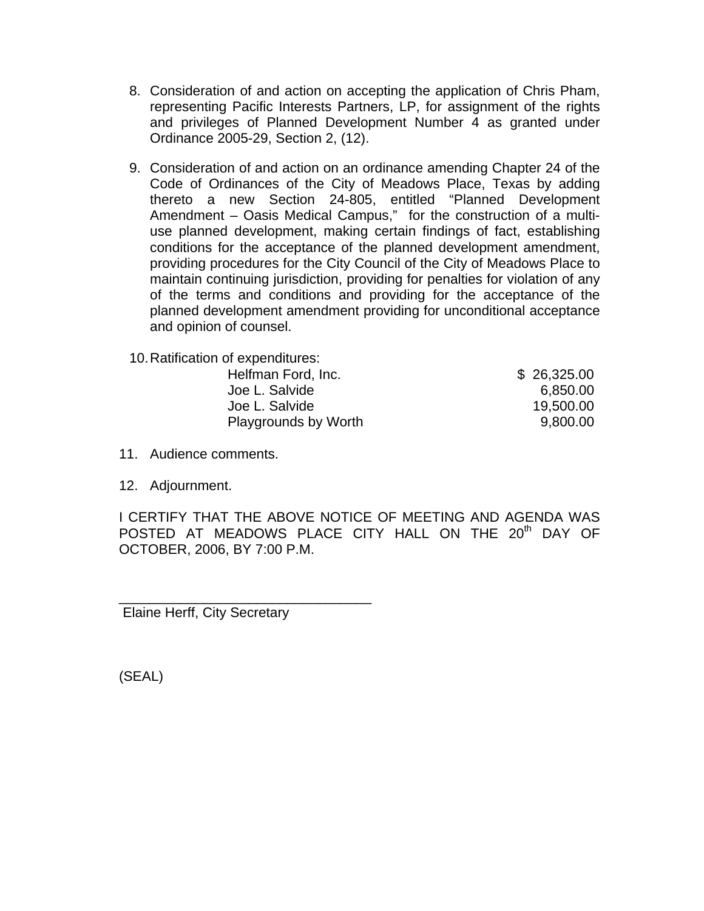8. Consideration of and action on accepting the application of Chris Pham, representing Pacific Interests Partners, LP, for assignment of the rights and privileges of Planned Development Number 4 as granted under Ordinance 2005-29, Section 2, (12).

9. Consideration of and action on an ordinance amending Chapter 24 of the Code of Ordinances of the City of Meadows Place, Texas by adding thereto a new Section 24-805, entitled "Planned Development Amendment – Oasis Medical Campus," for the construction of a multi-use planned development, making certain findings of fact, establishing conditions for the acceptance of the planned development amendment, providing procedures for the City Council of the City of Meadows Place to maintain continuing jurisdiction, providing for penalties for violation of any of the terms and conditions and providing for the acceptance of the planned development amendment providing for unconditional acceptance and opinion of counsel.

10. Ratification of expenditures:

| | |
|---|---|
| Helfman Ford, Inc. | $ 26,325.00 |
| Joe L. Salvide | 6,850.00 |
| Joe L. Salvide | 19,500.00 |
| Playgrounds by Worth | 9,800.00 |

11. Audience comments.

12. Adjournment.

I CERTIFY THAT THE ABOVE NOTICE OF MEETING AND AGENDA WAS POSTED AT MEADOWS PLACE CITY HALL ON THE 20th DAY OF OCTOBER, 2006, BY 7:00 P.M.

\_\_\_\_\_\_\_\_\_\_\_\_\_\_\_\_\_\_\_\_\_\_\_\_\_\_\_\_\_\_\_\_\_\_

Elaine Herff, City Secretary

(SEAL)